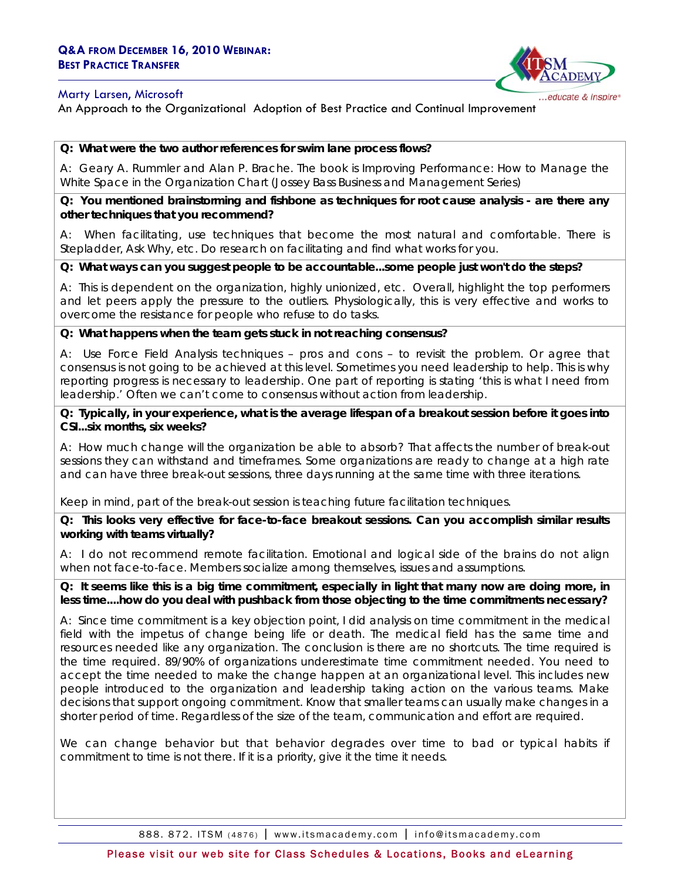## Q&A from December 16, 2010 Webinar: Best Practice Transfer

Marty Larsen, Microsoft

An Approach to the Organizational Adoption of Best Practice and Continual Improvement

**Q: What were the two author references for swim lane process flows?**

A: Geary A. Rummler and Alan P. Brache. The book is Improving Performance: How to Manage the White Space in the Organization Chart (Jossey Bass Business and Management Series)

**Q: You mentioned brainstorming and fishbone as techniques for root cause analysis - are there any other techniques that you recommend?**

A: When facilitating, use techniques that become the most natural and comfortable. There is Stepladder, Ask Why, etc. Do research on facilitating and find what works for you.

**Q: What ways can you suggest people to be accountable...some people just won't do the steps?**

A: This is dependent on the organization, highly unionized, etc. Overall, highlight the top performers and let peers apply the pressure to the outliers. Physiologically, this is very effective and works to overcome the resistance for people who refuse to do tasks.

**Q: What happens when the team gets stuck in not reaching consensus?**

A: Use Force Field Analysis techniques – pros and cons – to revisit the problem. Or agree that consensus is not going to be achieved at this level. Sometimes you need leadership to help. This is why reporting progress is necessary to leadership. One part of reporting is stating 'this is what I need from leadership.' Often we can't come to consensus without action from leadership.

**Q: Typically, in your experience, what is the average lifespan of a breakout session before it goes into CSI...six months, six weeks?**

A: How much change will the organization be able to absorb? That affects the number of break-out sessions they can withstand and timeframes. Some organizations are ready to change at a high rate and can have three break-out sessions, three days running at the same time with three iterations.

Keep in mind, part of the break-out session is teaching future facilitation techniques.

**Q: This looks very effective for face-to-face breakout sessions. Can you accomplish similar results working with teams virtually?**

A: I do not recommend remote facilitation. Emotional and logical side of the brains do not align when not face-to-face. Members socialize among themselves, issues and assumptions.

**Q: It seems like this is a big time commitment, especially in light that many now are doing more, in less time....how do you deal with pushback from those objecting to the time commitments necessary?**

A: Since time commitment is a key objection point, I did analysis on time commitment in the medical field with the impetus of change being life or death. The medical field has the same time and resources needed like any organization. The conclusion is there are no shortcuts. The time required is the time required. 89/90% of organizations underestimate time commitment needed. You need to accept the time needed to make the change happen at an organizational level. This includes new people introduced to the organization and leadership taking action on the various teams. Make decisions that support ongoing commitment. Know that smaller teams can usually make changes in a shorter period of time. Regardless of the size of the team, communication and effort are required.

We can change behavior but that behavior degrades over time to bad or typical habits if commitment to time is not there. If it is a priority, give it the time it needs.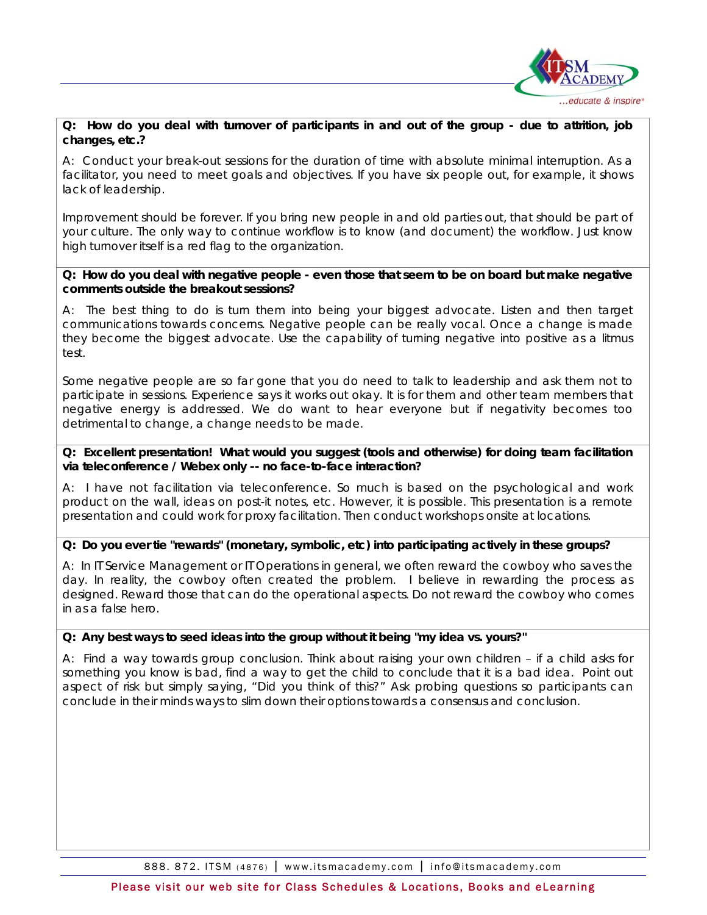**Q: How do you deal with turnover of participants in and out of the group - due to attrition, job changes, etc.?**

A: Conduct your break-out sessions for the duration of time with absolute minimal interruption. As a facilitator, you need to meet goals and objectives. If you have six people out, for example, it shows lack of leadership.

Improvement should be forever. If you bring new people in and old parties out, that should be part of your culture. The only way to continue workflow is to know (and document) the workflow. Just know high turnover itself is a red flag to the organization.

**Q: How do you deal with negative people - even those that seem to be on board but make negative comments outside the breakout sessions?**

A: The best thing to do is turn them into being your biggest advocate. Listen and then target communications towards concerns. Negative people can be really vocal. Once a change is made they become the biggest advocate. Use the capability of turning negative into positive as a litmus test.

Some negative people are so far gone that you do need to talk to leadership and ask them not to participate in sessions. Experience says it works out okay. It is for them and other team members that negative energy is addressed. We do want to hear everyone but if negativity becomes too detrimental to change, a change needs to be made.

**Q: Excellent presentation! What would you suggest (tools and otherwise) for doing team facilitation via teleconference / Webex only -- no face-to-face interaction?**

A: I have not facilitation via teleconference. So much is based on the psychological and work product on the wall, ideas on post-it notes, etc. However, it is possible. This presentation is a remote presentation and could work for proxy facilitation. Then conduct workshops onsite at locations.

**Q: Do you ever tie "rewards" (monetary, symbolic, etc) into participating actively in these groups?**

A: In IT Service Management or IT Operations in general, we often reward the cowboy who saves the day. In reality, the cowboy often created the problem. I believe in rewarding the process as designed. Reward those that can do the operational aspects. Do not reward the cowboy who comes in as a false hero.

**Q: Any best ways to seed ideas into the group without it being "my idea vs. yours?"**

A: Find a way towards group conclusion. Think about raising your own children – if a child asks for something you know is bad, find a way to get the child to conclude that it is a bad idea. Point out aspect of risk but simply saying, "Did you think of this?" Ask probing questions so participants can conclude in their minds ways to slim down their options towards a consensus and conclusion.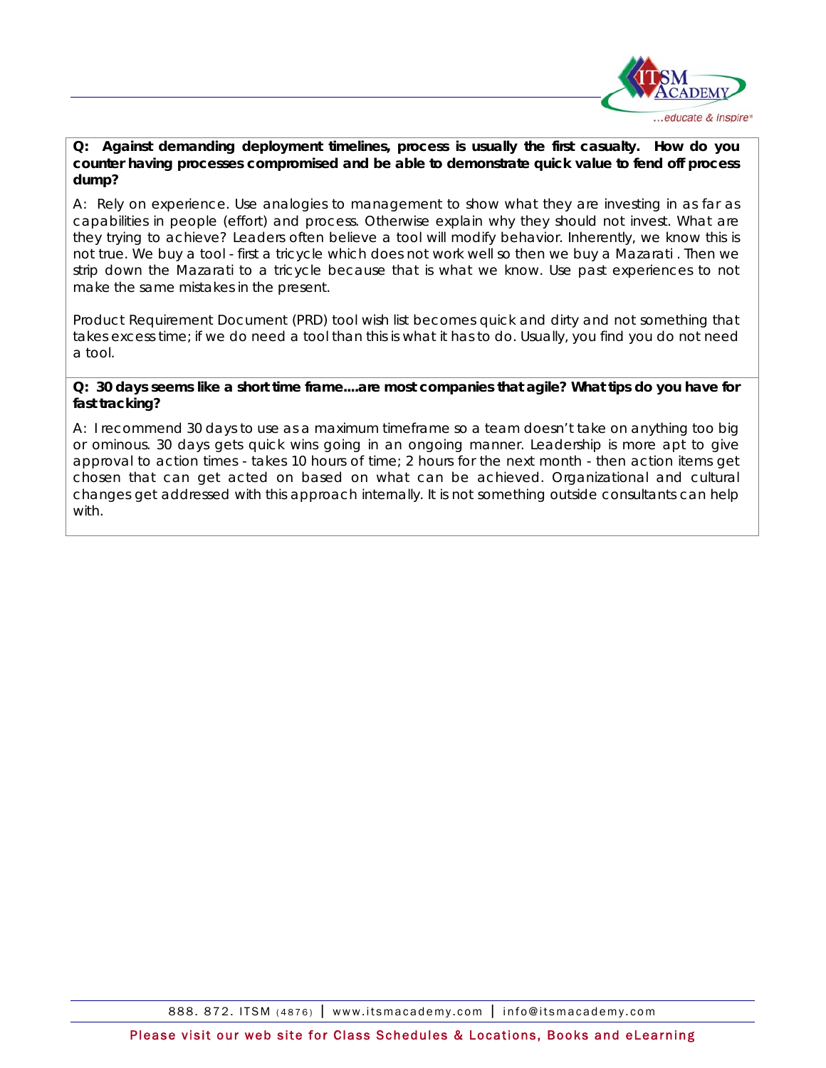**Q: Against demanding deployment timelines, process is usually the first casualty. How do you counter having processes compromised and be able to demonstrate quick value to fend off process dump?**

A: Rely on experience. Use analogies to management to show what they are investing in as far as capabilities in people (effort) and process. Otherwise explain why they should not invest. What are they trying to achieve? Leaders often believe a tool will modify behavior. Inherently, we know this is not true. We buy a tool - first a tricycle which does not work well so then we buy a Mazarati . Then we strip down the Mazarati to a tricycle because that is what we know. Use past experiences to not make the same mistakes in the present.

Product Requirement Document (PRD) tool wish list becomes quick and dirty and not something that takes excess time; if we do need a tool than this is what it has to do. Usually, you find you do not need a tool.

**Q: 30 days seems like a short time frame....are most companies that agile? What tips do you have for fast tracking?**

A: I recommend 30 days to use as a maximum timeframe so a team doesn't take on anything too big or ominous. 30 days gets quick wins going in an ongoing manner. Leadership is more apt to give approval to action times - takes 10 hours of time; 2 hours for the next month - then action items get chosen that can get acted on based on what can be achieved. Organizational and cultural changes get addressed with this approach internally. It is not something outside consultants can help with.